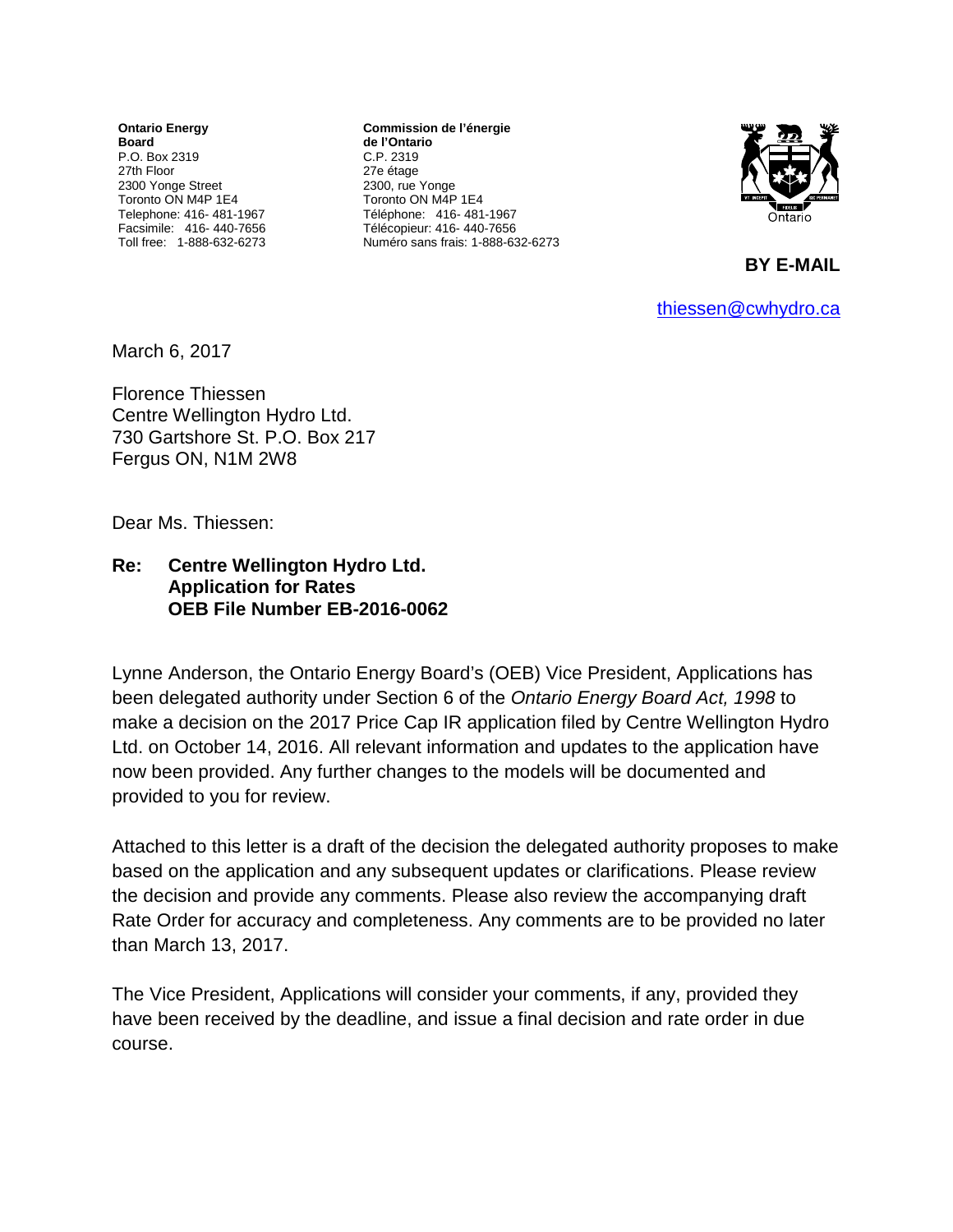**Ontario Energy Board**
P.O. Box 2319
27th Floor
2300 Yonge Street
Toronto ON M4P 1E4
Telephone: 416- 481-1967
Facsimile: 416- 440-7656
Toll free: 1-888-632-6273

**Commission de l'énergie de l'Ontario**
C.P. 2319
27e étage
2300, rue Yonge
Toronto ON M4P 1E4
Téléphone: 416- 481-1967
Télécopieur: 416- 440-7656
Numéro sans frais: 1-888-632-6273

**BY E-MAIL**

thiessen@cwhydro.ca

March 6, 2017

Florence Thiessen
Centre Wellington Hydro Ltd.
730 Gartshore St. P.O. Box 217
Fergus ON, N1M 2W8

Dear Ms. Thiessen:

**Re: Centre Wellington Hydro Ltd.**
**Application for Rates**
**OEB File Number EB-2016-0062**

Lynne Anderson, the Ontario Energy Board's (OEB) Vice President, Applications has been delegated authority under Section 6 of the *Ontario Energy Board Act, 1998* to make a decision on the 2017 Price Cap IR application filed by Centre Wellington Hydro Ltd. on October 14, 2016. All relevant information and updates to the application have now been provided. Any further changes to the models will be documented and provided to you for review.

Attached to this letter is a draft of the decision the delegated authority proposes to make based on the application and any subsequent updates or clarifications. Please review the decision and provide any comments. Please also review the accompanying draft Rate Order for accuracy and completeness. Any comments are to be provided no later than March 13, 2017.

The Vice President, Applications will consider your comments, if any, provided they have been received by the deadline, and issue a final decision and rate order in due course.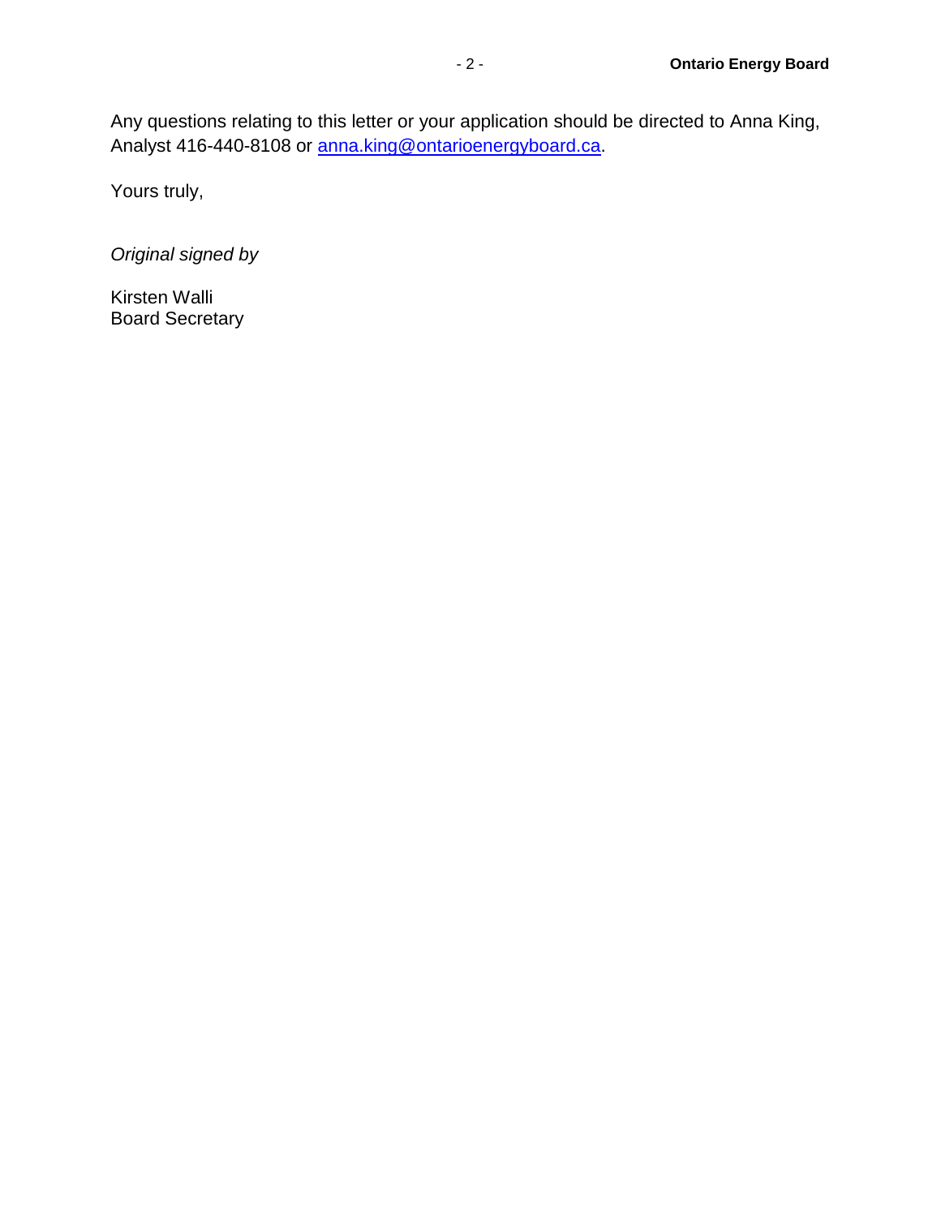Any questions relating to this letter or your application should be directed to Anna King, Analyst 416-440-8108 or [anna.king@ontarioenergyboard.ca](mailto:anna.king@ontarioenergyboard.ca).

Yours truly,

*Original signed by*

Kirsten Walli
Board Secretary